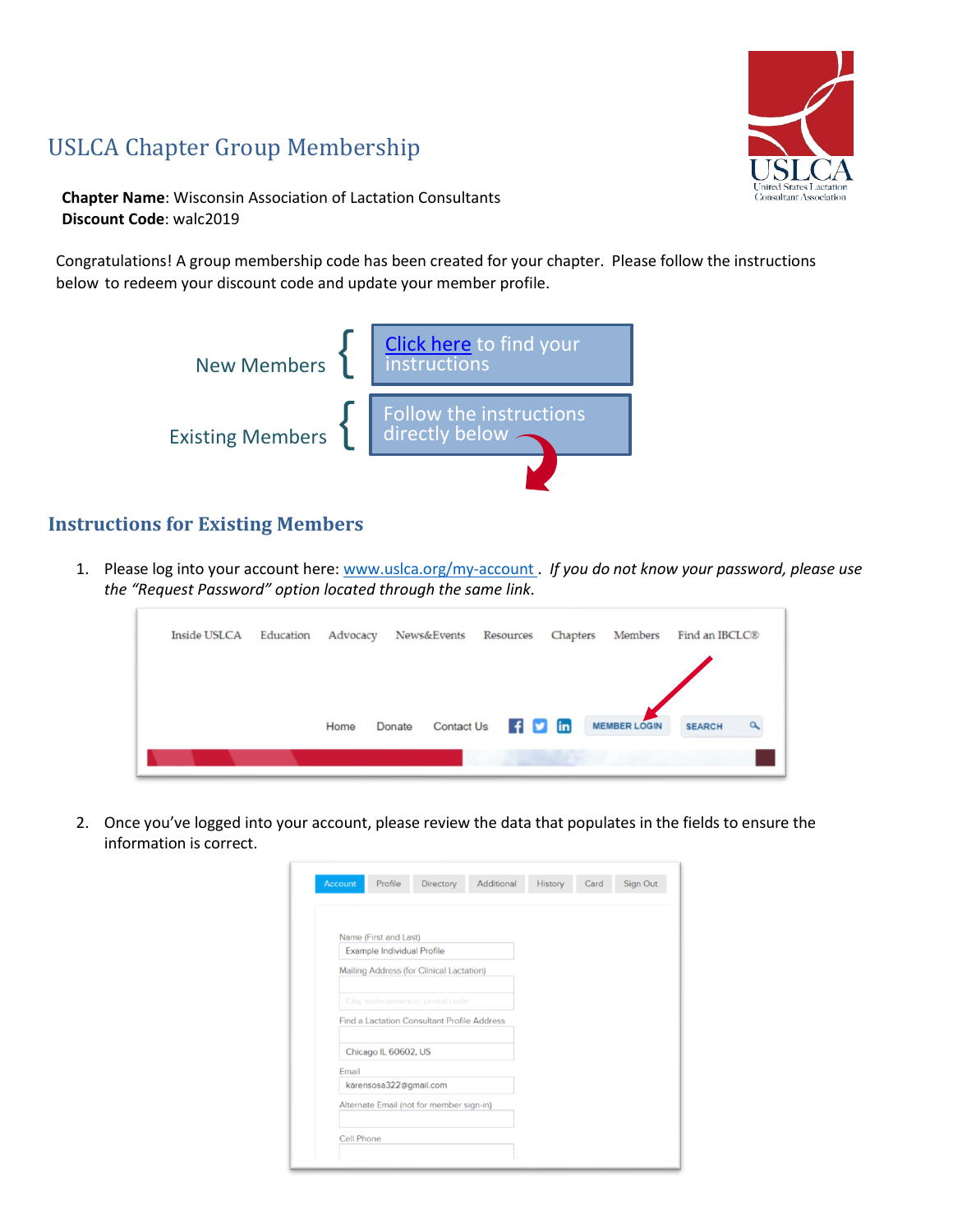# USLCA Chapter Group Membership

**Chapter Name**: Wisconsin Association of Lactation Consultants
**Discount Code**: walc2019

Congratulations! A group membership code has been created for your chapter. Please follow the instructions below to redeem your discount code and update your member profile.

New Members { Click here to find your instructions

Existing Members { Follow the instructions directly below

## Instructions for Existing Members

1. Please log into your account here: www.uslca.org/my-account . *If you do not know your password, please use the "Request Password" option located through the same link.*

2. Once you've logged into your account, please review the data that populates in the fields to ensure the information is correct.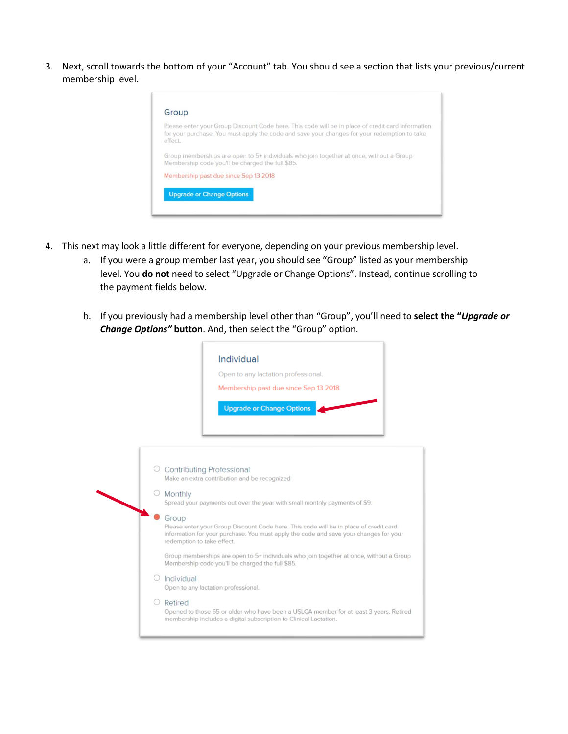3. Next, scroll towards the bottom of your "Account" tab. You should see a section that lists your previous/current membership level.

Group

Please enter your Group Discount Code here. This code will be in place of credit card information for your purchase. You must apply the code and save your changes for your redemption to take effect.

Group memberships are open to 5+ individuals who join together at once, without a Group Membership code you'll be charged the full $85.

Membership past due since Sep 13 2018

Upgrade or Change Options

4. This next may look a little different for everyone, depending on your previous membership level.
   a. If you were a group member last year, you should see "Group" listed as your membership level. You **do not** need to select "Upgrade or Change Options". Instead, continue scrolling to the payment fields below.

   b. If you previously had a membership level other than "Group", you'll need to **select the "*Upgrade or Change Options*" button**. And, then select the "Group" option.

Individual

Open to any lactation professional.

Membership past due since Sep 13 2018

Upgrade or Change Options

Contributing Professional
Make an extra contribution and be recognized

Monthly
Spread your payments out over the year with small monthly payments of $9.

Group
Please enter your Group Discount Code here. This code will be in place of credit card information for your purchase. You must apply the code and save your changes for your redemption to take effect.

Group memberships are open to 5+ individuals who join together at once, without a Group Membership code you'll be charged the full $85.

Individual
Open to any lactation professional.

Retired
Opened to those 65 or older who have been a USLCA member for at least 3 years. Retired membership includes a digital subscription to Clinical Lactation.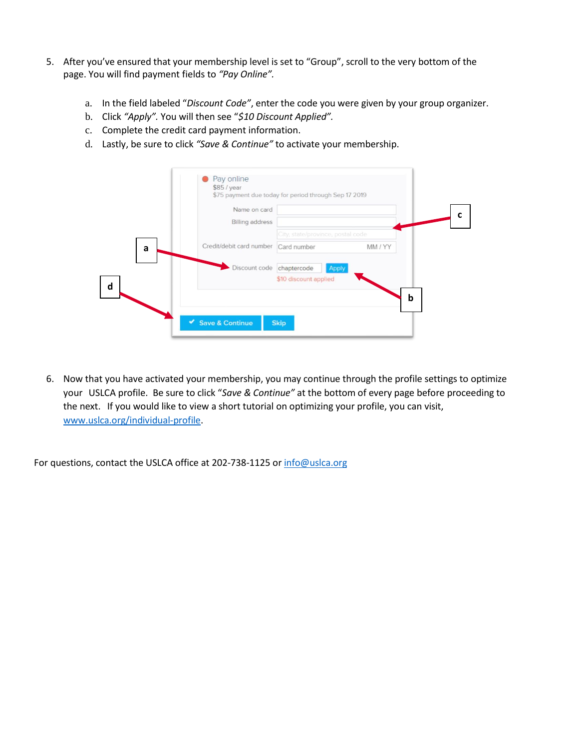5. After you've ensured that your membership level is set to "Group", scroll to the very bottom of the page. You will find payment fields to *"Pay Online"*.

    a. In the field labeled "*Discount Code"*, enter the code you were given by your group organizer.
    b. Click *"Apply"*. You will then see "*$10 Discount Applied"*.
    c. Complete the credit card payment information.
    d. Lastly, be sure to click *"Save & Continue"* to activate your membership.

Pay online
$85 / year
$75 payment due today for period through Sep 17 2019

Name on card
Billing address
City, state/province, postal code
Credit/debit card number
Card number
MM / YY
Discount code
chaptercode
Apply
$10 discount applied
Save & Continue
Skip

a
b
c
d

6. Now that you have activated your membership, you may continue through the profile settings to optimize your USLCA profile. Be sure to click "*Save & Continue"* at the bottom of every page before proceeding to the next. If you would like to view a short tutorial on optimizing your profile, you can visit, [www.uslca.org/individual-profile](www.uslca.org/individual-profile).

For questions, contact the USLCA office at 202-738-1125 or [info@uslca.org](mailto:info@uslca.org)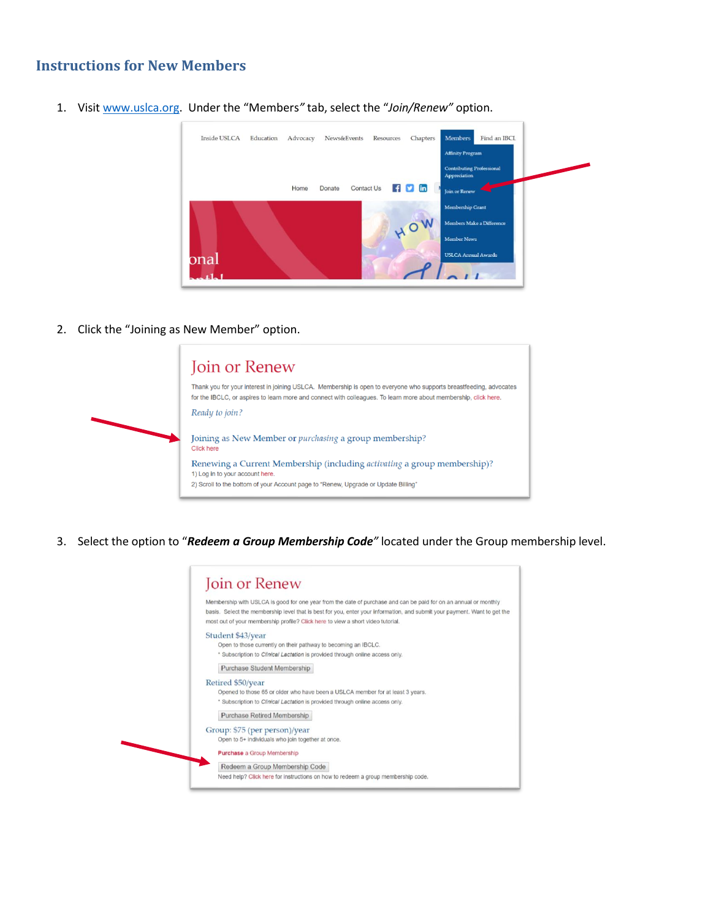## Instructions for New Members

1. Visit www.uslca.org. Under the "Members" tab, select the "*Join/Renew*" option.

2. Click the "Joining as New Member" option.

3. Select the option to "***Redeem a Group Membership Code***" located under the Group membership level.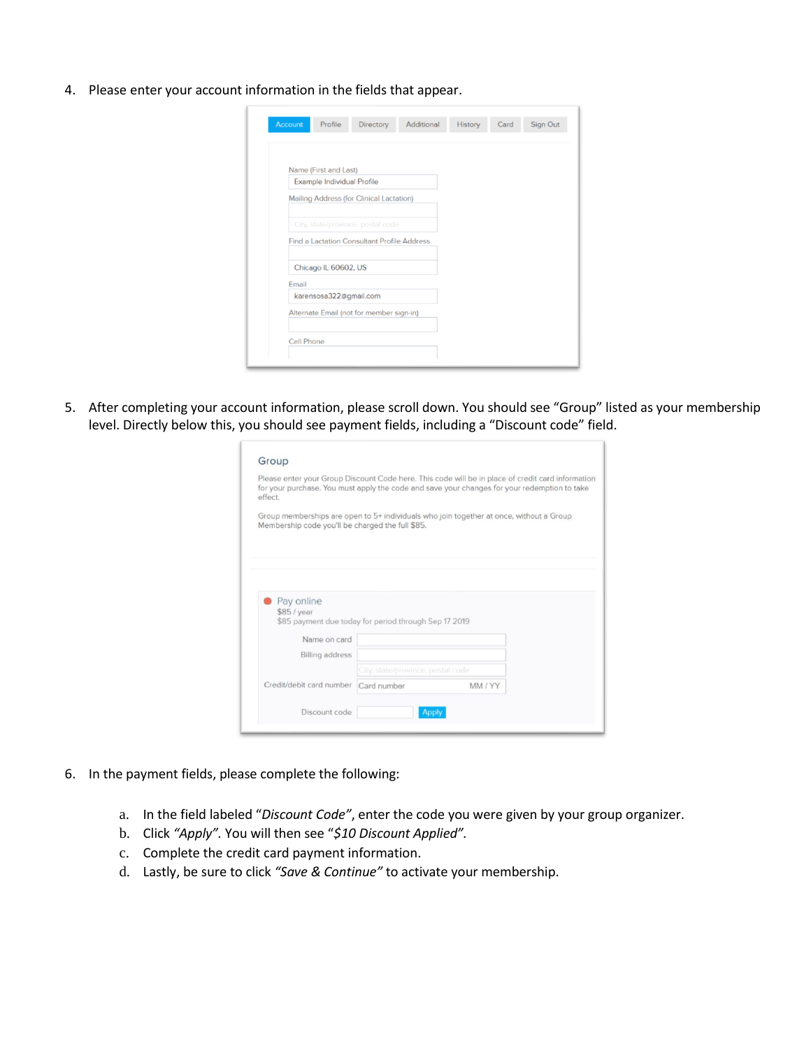4. Please enter your account information in the fields that appear.

5. After completing your account information, please scroll down. You should see "Group" listed as your membership level. Directly below this, you should see payment fields, including a "Discount code" field.

6. In the payment fields, please complete the following:

   a. In the field labeled "*Discount Code*", enter the code you were given by your group organizer.
   b. Click *"Apply"*. You will then see "*$10 Discount Applied*".
   c. Complete the credit card payment information.
   d. Lastly, be sure to click *"Save & Continue"* to activate your membership.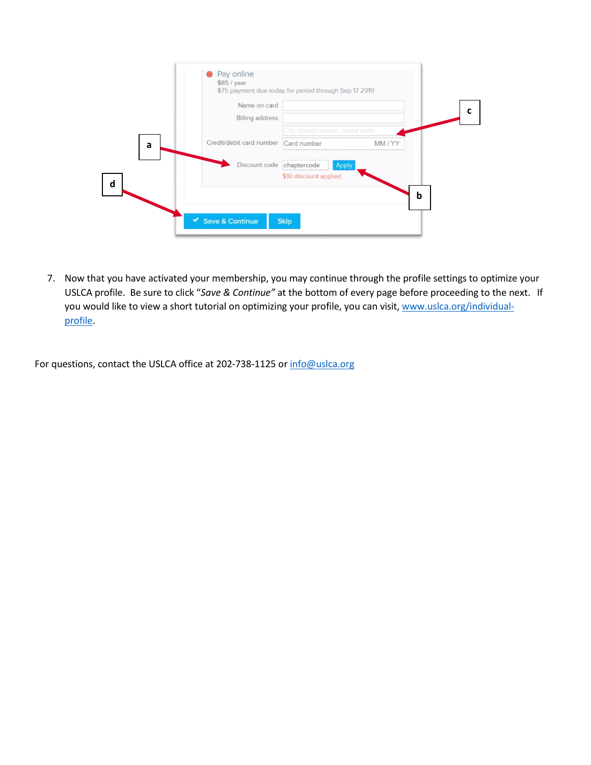7. Now that you have activated your membership, you may continue through the profile settings to optimize your USLCA profile. Be sure to click "*Save & Continue*" at the bottom of every page before proceeding to the next. If you would like to view a short tutorial on optimizing your profile, you can visit, [www.uslca.org/individual-profile](www.uslca.org/individual-profile).

For questions, contact the USLCA office at 202-738-1125 or [info@uslca.org](mailto:info@uslca.org)